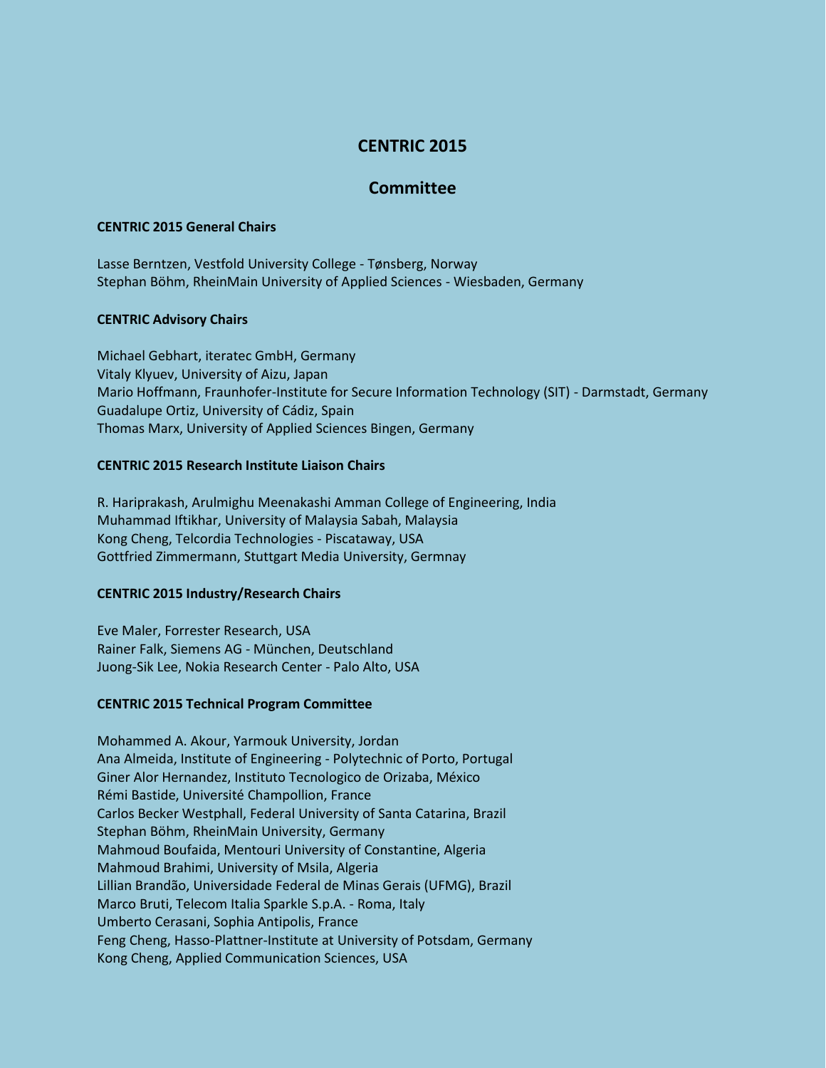# CENTRIC 2015

## Committee

### CENTRIC 2015 General Chairs

Lasse Berntzen, Vestfold University College - Tønsberg, Norway
Stephan Böhm, RheinMain University of Applied Sciences - Wiesbaden, Germany

### CENTRIC Advisory Chairs

Michael Gebhart, iteratec GmbH, Germany
Vitaly Klyuev, University of Aizu, Japan
Mario Hoffmann, Fraunhofer-Institute for Secure Information Technology (SIT) - Darmstadt, Germany
Guadalupe Ortiz, University of Cádiz, Spain
Thomas Marx, University of Applied Sciences Bingen, Germany

### CENTRIC 2015 Research Institute Liaison Chairs

R. Hariprakash, Arulmighu Meenakashi Amman College of Engineering, India
Muhammad Iftikhar, University of Malaysia Sabah, Malaysia
Kong Cheng, Telcordia Technologies - Piscataway, USA
Gottfried Zimmermann, Stuttgart Media University, Germnay

### CENTRIC 2015 Industry/Research Chairs

Eve Maler, Forrester Research, USA
Rainer Falk, Siemens AG - München, Deutschland
Juong-Sik Lee, Nokia Research Center - Palo Alto, USA

### CENTRIC 2015 Technical Program Committee

Mohammed A. Akour, Yarmouk University, Jordan
Ana Almeida, Institute of Engineering - Polytechnic of Porto, Portugal
Giner Alor Hernandez, Instituto Tecnologico de Orizaba, México
Rémi Bastide, Université Champollion, France
Carlos Becker Westphall, Federal University of Santa Catarina, Brazil
Stephan Böhm, RheinMain University, Germany
Mahmoud Boufaida, Mentouri University of Constantine, Algeria
Mahmoud Brahimi, University of Msila, Algeria
Lillian Brandão, Universidade Federal de Minas Gerais (UFMG), Brazil
Marco Bruti, Telecom Italia Sparkle S.p.A. - Roma, Italy
Umberto Cerasani, Sophia Antipolis, France
Feng Cheng, Hasso-Plattner-Institute at University of Potsdam, Germany
Kong Cheng, Applied Communication Sciences, USA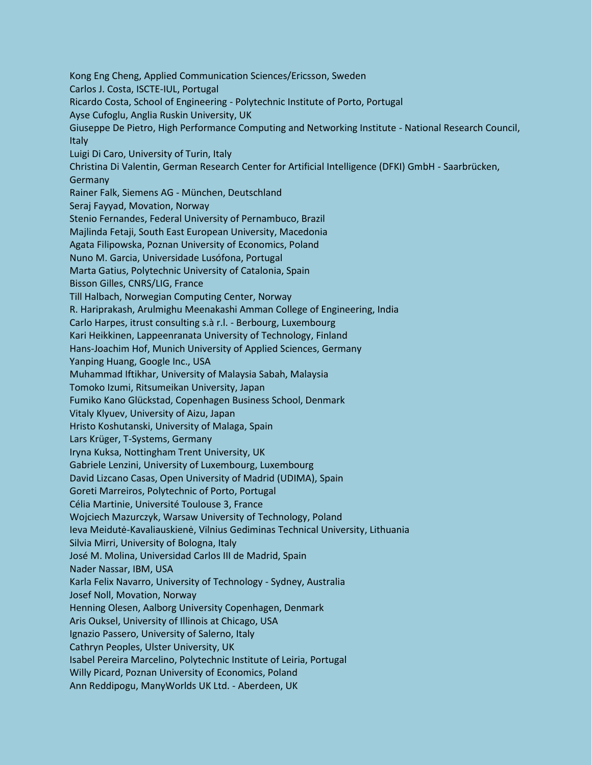Kong Eng Cheng, Applied Communication Sciences/Ericsson, Sweden  
Carlos J. Costa, ISCTE-IUL, Portugal  
Ricardo Costa, School of Engineering - Polytechnic Institute of Porto, Portugal  
Ayse Cufoglu, Anglia Ruskin University, UK  
Giuseppe De Pietro, High Performance Computing and Networking Institute - National Research Council, Italy  
Luigi Di Caro, University of Turin, Italy  
Christina Di Valentin, German Research Center for Artificial Intelligence (DFKI) GmbH - Saarbrücken, Germany  
Rainer Falk, Siemens AG - München, Deutschland  
Seraj Fayyad, Movation, Norway  
Stenio Fernandes, Federal University of Pernambuco, Brazil  
Majlinda Fetaji, South East European University, Macedonia  
Agata Filipowska, Poznan University of Economics, Poland  
Nuno M. Garcia, Universidade Lusófona, Portugal  
Marta Gatius, Polytechnic University of Catalonia, Spain  
Bisson Gilles, CNRS/LIG, France  
Till Halbach, Norwegian Computing Center, Norway  
R. Hariprakash, Arulmighu Meenakashi Amman College of Engineering, India  
Carlo Harpes, itrust consulting s.à r.l. - Berbourg, Luxembourg  
Kari Heikkinen, Lappeenranata University of Technology, Finland  
Hans-Joachim Hof, Munich University of Applied Sciences, Germany  
Yanping Huang, Google Inc., USA  
Muhammad Iftikhar, University of Malaysia Sabah, Malaysia  
Tomoko Izumi, Ritsumeikan University, Japan  
Fumiko Kano Glückstad, Copenhagen Business School, Denmark  
Vitaly Klyuev, University of Aizu, Japan  
Hristo Koshutanski, University of Malaga, Spain  
Lars Krüger, T-Systems, Germany  
Iryna Kuksa, Nottingham Trent University, UK  
Gabriele Lenzini, University of Luxembourg, Luxembourg  
David Lizcano Casas, Open University of Madrid (UDIMA), Spain  
Goreti Marreiros, Polytechnic of Porto, Portugal  
Célia Martinie, Université Toulouse 3, France  
Wojciech Mazurczyk, Warsaw University of Technology, Poland  
Ieva Meidutė-Kavaliauskienė, Vilnius Gediminas Technical University, Lithuania  
Silvia Mirri, University of Bologna, Italy  
José M. Molina, Universidad Carlos III de Madrid, Spain  
Nader Nassar, IBM, USA  
Karla Felix Navarro, University of Technology - Sydney, Australia  
Josef Noll, Movation, Norway  
Henning Olesen, Aalborg University Copenhagen, Denmark  
Aris Ouksel, University of Illinois at Chicago, USA  
Ignazio Passero, University of Salerno, Italy  
Cathryn Peoples, Ulster University, UK  
Isabel Pereira Marcelino, Polytechnic Institute of Leiria, Portugal  
Willy Picard, Poznan University of Economics, Poland  
Ann Reddipogu, ManyWorlds UK Ltd. - Aberdeen, UK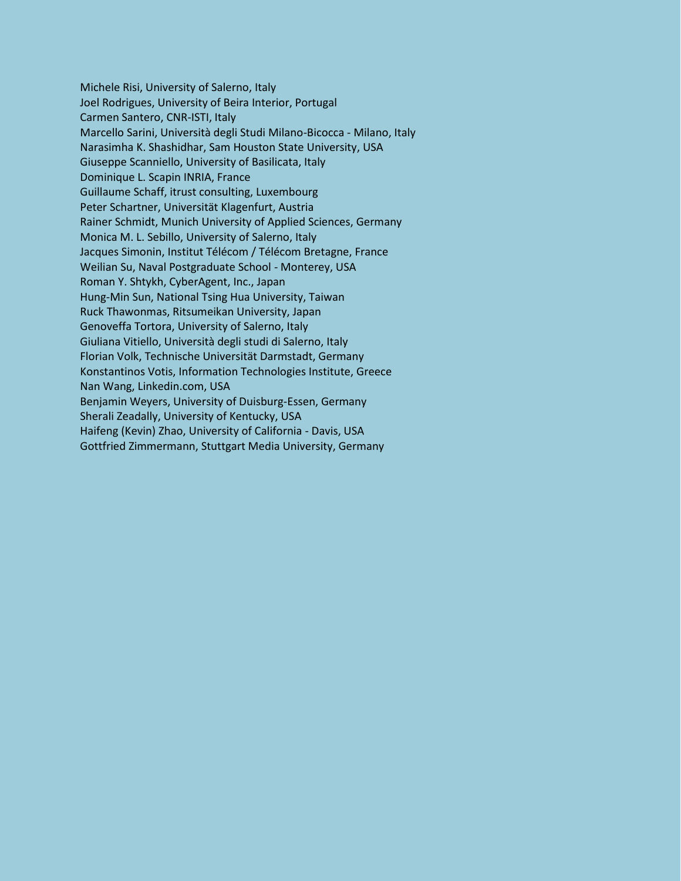Michele Risi, University of Salerno, Italy
Joel Rodrigues, University of Beira Interior, Portugal
Carmen Santero, CNR-ISTI, Italy
Marcello Sarini, Università degli Studi Milano-Bicocca - Milano, Italy
Narasimha K. Shashidhar, Sam Houston State University, USA
Giuseppe Scanniello, University of Basilicata, Italy
Dominique L. Scapin INRIA, France
Guillaume Schaff, itrust consulting, Luxembourg
Peter Schartner, Universität Klagenfurt, Austria
Rainer Schmidt, Munich University of Applied Sciences, Germany
Monica M. L. Sebillo, University of Salerno, Italy
Jacques Simonin, Institut Télécom / Télécom Bretagne, France
Weilian Su, Naval Postgraduate School - Monterey, USA
Roman Y. Shtykh, CyberAgent, Inc., Japan
Hung-Min Sun, National Tsing Hua University, Taiwan
Ruck Thawonmas, Ritsumeikan University, Japan
Genoveffa Tortora, University of Salerno, Italy
Giuliana Vitiello, Università degli studi di Salerno, Italy
Florian Volk, Technische Universität Darmstadt, Germany
Konstantinos Votis, Information Technologies Institute, Greece
Nan Wang, Linkedin.com, USA
Benjamin Weyers, University of Duisburg-Essen, Germany
Sherali Zeadally, University of Kentucky, USA
Haifeng (Kevin) Zhao, University of California - Davis, USA
Gottfried Zimmermann, Stuttgart Media University, Germany